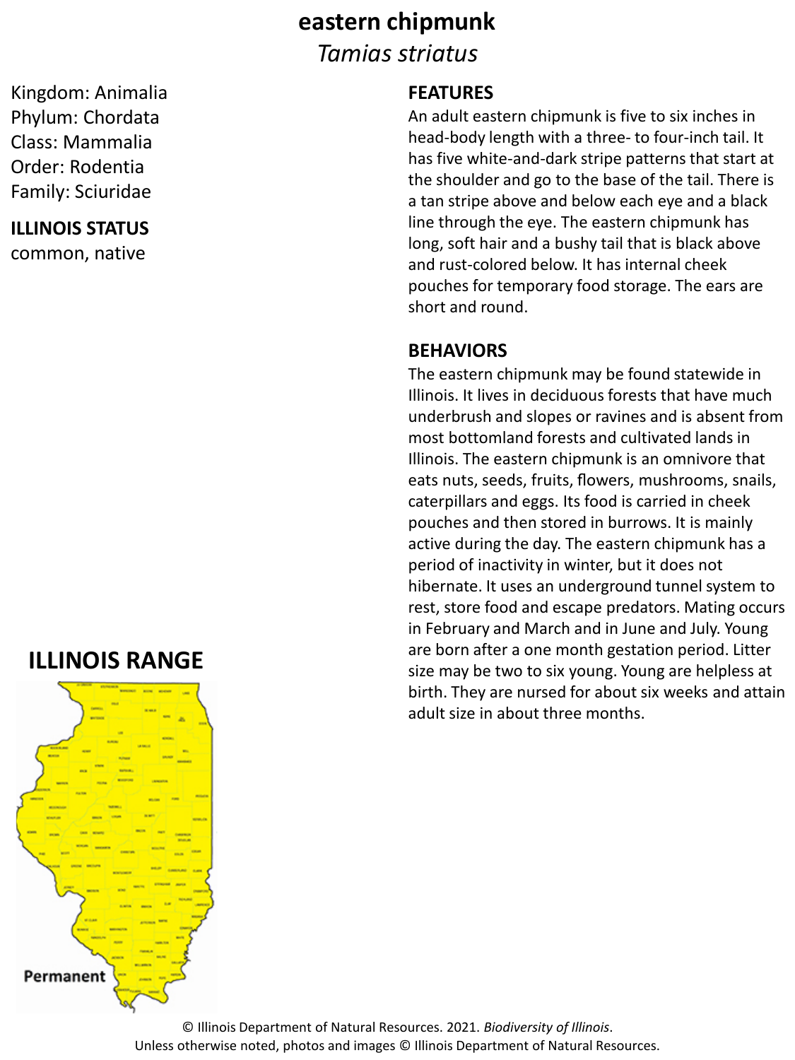# eastern chipmunk

*Tamias striatus*

Kingdom: Animalia
Phylum: Chordata
Class: Mammalia
Order: Rodentia
Family: Sciuridae

## ILLINOIS STATUS

common, native

## FEATURES

An adult eastern chipmunk is five to six inches in head-body length with a three- to four-inch tail. It has five white-and-dark stripe patterns that start at the shoulder and go to the base of the tail. There is a tan stripe above and below each eye and a black line through the eye. The eastern chipmunk has long, soft hair and a bushy tail that is black above and rust-colored below. It has internal cheek pouches for temporary food storage. The ears are short and round.

## BEHAVIORS

The eastern chipmunk may be found statewide in Illinois. It lives in deciduous forests that have much underbrush and slopes or ravines and is absent from most bottomland forests and cultivated lands in Illinois. The eastern chipmunk is an omnivore that eats nuts, seeds, fruits, flowers, mushrooms, snails, caterpillars and eggs. Its food is carried in cheek pouches and then stored in burrows. It is mainly active during the day. The eastern chipmunk has a period of inactivity in winter, but it does not hibernate. It uses an underground tunnel system to rest, store food and escape predators. Mating occurs in February and March and in June and July. Young are born after a one month gestation period. Litter size may be two to six young. Young are helpless at birth. They are nursed for about six weeks and attain adult size in about three months.

## ILLINOIS RANGE

Permanent

© Illinois Department of Natural Resources. 2021. *Biodiversity of Illinois*.
Unless otherwise noted, photos and images © Illinois Department of Natural Resources.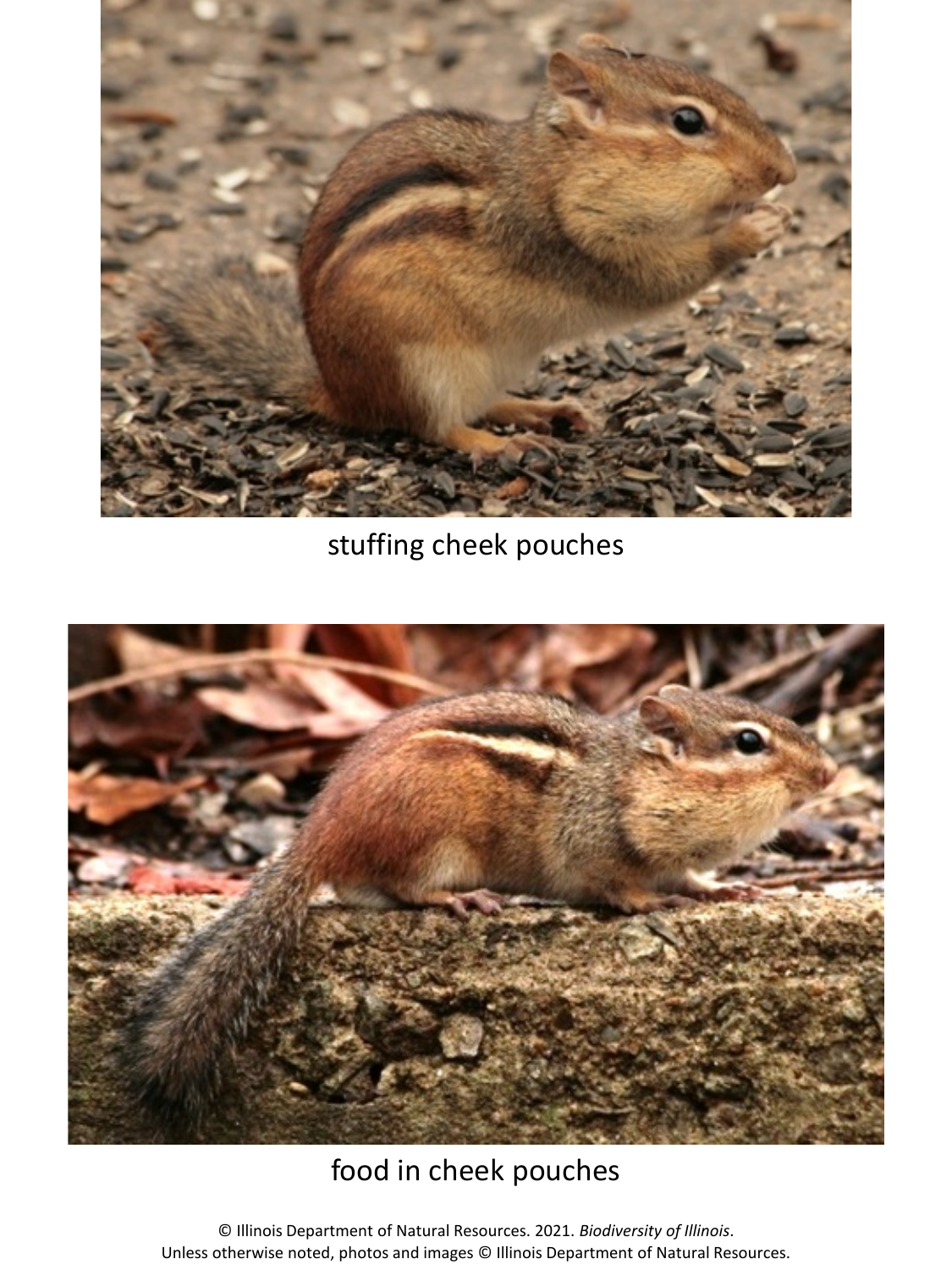stuffing cheek pouches

food in cheek pouches

© Illinois Department of Natural Resources. 2021. *Biodiversity of Illinois*.
Unless otherwise noted, photos and images © Illinois Department of Natural Resources.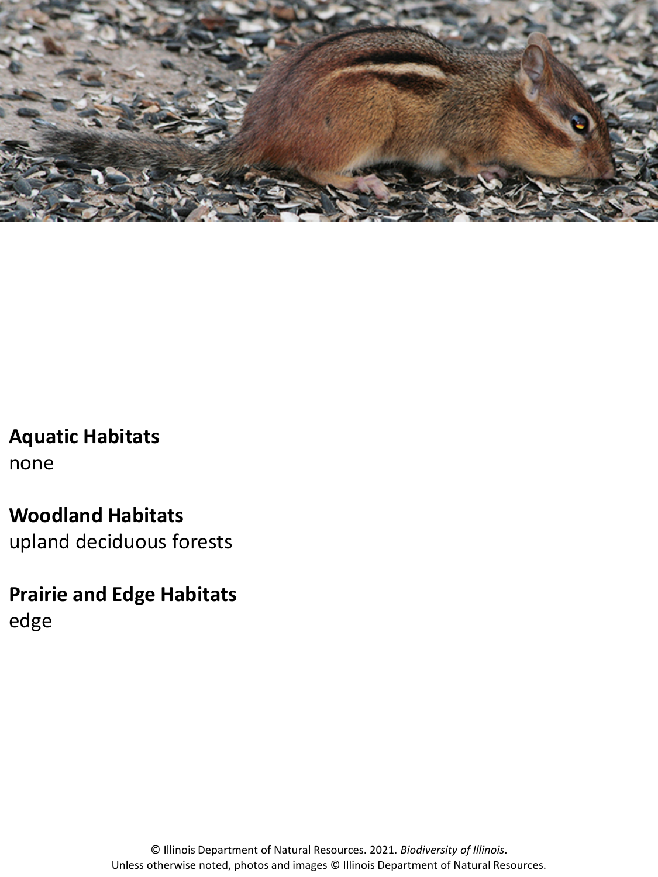**Aquatic Habitats**
none

**Woodland Habitats**
upland deciduous forests

**Prairie and Edge Habitats**
edge

© Illinois Department of Natural Resources. 2021. *Biodiversity of Illinois*.
Unless otherwise noted, photos and images © Illinois Department of Natural Resources.